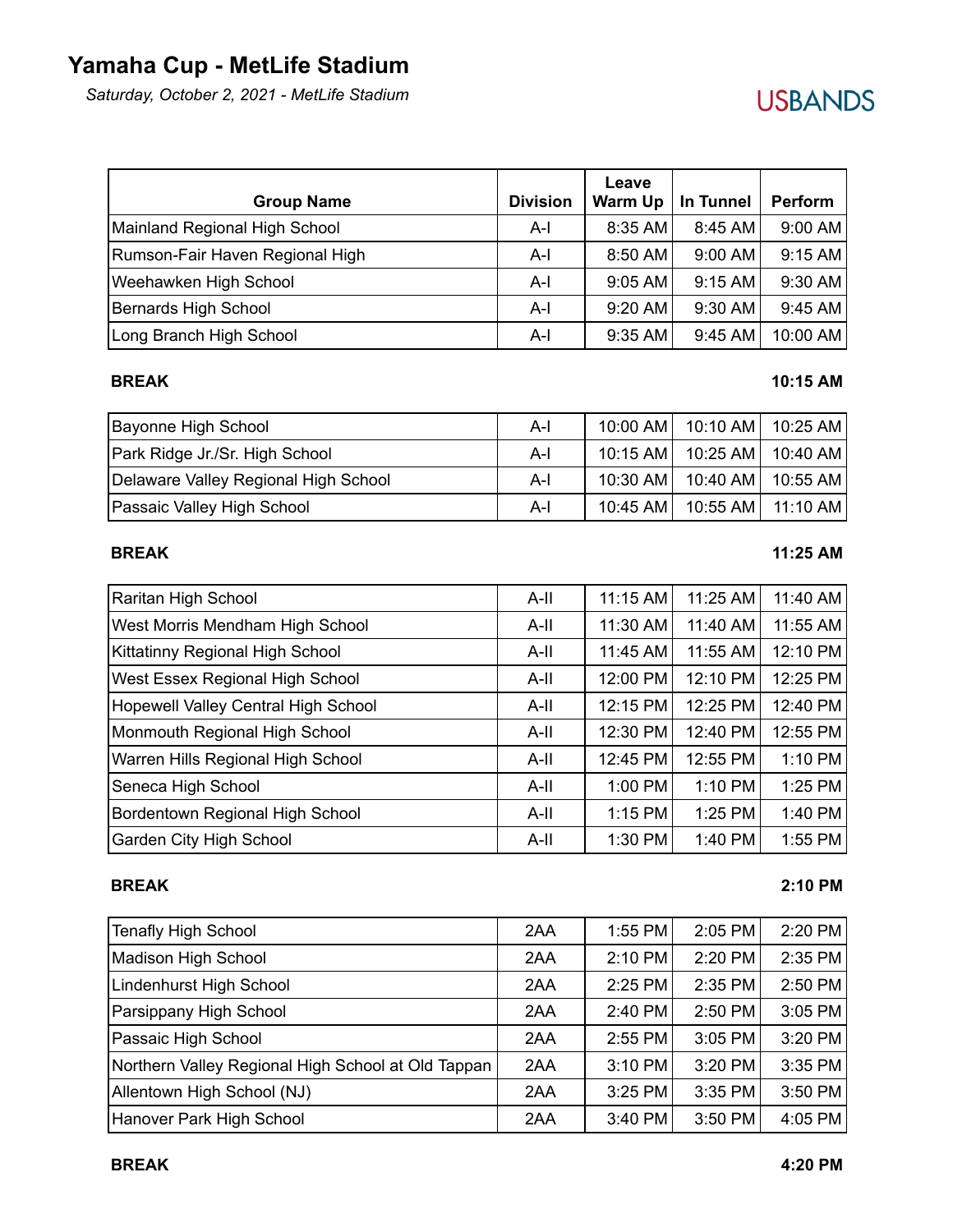# Yamaha Cup - MetLife Stadium

*Saturday, October 2, 2021 - MetLife Stadium*

USBANDS

| Group Name | Division | Leave Warm Up | In Tunnel | Perform |
|---|---|---|---|---|
| Mainland Regional High School | A-I | 8:35 AM | 8:45 AM | 9:00 AM |
| Rumson-Fair Haven Regional High | A-I | 8:50 AM | 9:00 AM | 9:15 AM |
| Weehawken High School | A-I | 9:05 AM | 9:15 AM | 9:30 AM |
| Bernards High School | A-I | 9:20 AM | 9:30 AM | 9:45 AM |
| Long Branch High School | A-I | 9:35 AM | 9:45 AM | 10:00 AM |

**BREAK** **10:15 AM**

| | | | | |
|---|---|---|---|---|
| Bayonne High School | A-I | 10:00 AM | 10:10 AM | 10:25 AM |
| Park Ridge Jr./Sr. High School | A-I | 10:15 AM | 10:25 AM | 10:40 AM |
| Delaware Valley Regional High School | A-I | 10:30 AM | 10:40 AM | 10:55 AM |
| Passaic Valley High School | A-I | 10:45 AM | 10:55 AM | 11:10 AM |

**BREAK** **11:25 AM**

| | | | | |
|---|---|---|---|---|
| Raritan High School | A-II | 11:15 AM | 11:25 AM | 11:40 AM |
| West Morris Mendham High School | A-II | 11:30 AM | 11:40 AM | 11:55 AM |
| Kittatinny Regional High School | A-II | 11:45 AM | 11:55 AM | 12:10 PM |
| West Essex Regional High School | A-II | 12:00 PM | 12:10 PM | 12:25 PM |
| Hopewell Valley Central High School | A-II | 12:15 PM | 12:25 PM | 12:40 PM |
| Monmouth Regional High School | A-II | 12:30 PM | 12:40 PM | 12:55 PM |
| Warren Hills Regional High School | A-II | 12:45 PM | 12:55 PM | 1:10 PM |
| Seneca High School | A-II | 1:00 PM | 1:10 PM | 1:25 PM |
| Bordentown Regional High School | A-II | 1:15 PM | 1:25 PM | 1:40 PM |
| Garden City High School | A-II | 1:30 PM | 1:40 PM | 1:55 PM |

**BREAK** **2:10 PM**

| | | | | |
|---|---|---|---|---|
| Tenafly High School | 2AA | 1:55 PM | 2:05 PM | 2:20 PM |
| Madison High School | 2AA | 2:10 PM | 2:20 PM | 2:35 PM |
| Lindenhurst High School | 2AA | 2:25 PM | 2:35 PM | 2:50 PM |
| Parsippany High School | 2AA | 2:40 PM | 2:50 PM | 3:05 PM |
| Passaic High School | 2AA | 2:55 PM | 3:05 PM | 3:20 PM |
| Northern Valley Regional High School at Old Tappan | 2AA | 3:10 PM | 3:20 PM | 3:35 PM |
| Allentown High School (NJ) | 2AA | 3:25 PM | 3:35 PM | 3:50 PM |
| Hanover Park High School | 2AA | 3:40 PM | 3:50 PM | 4:05 PM |

**BREAK** **4:20 PM**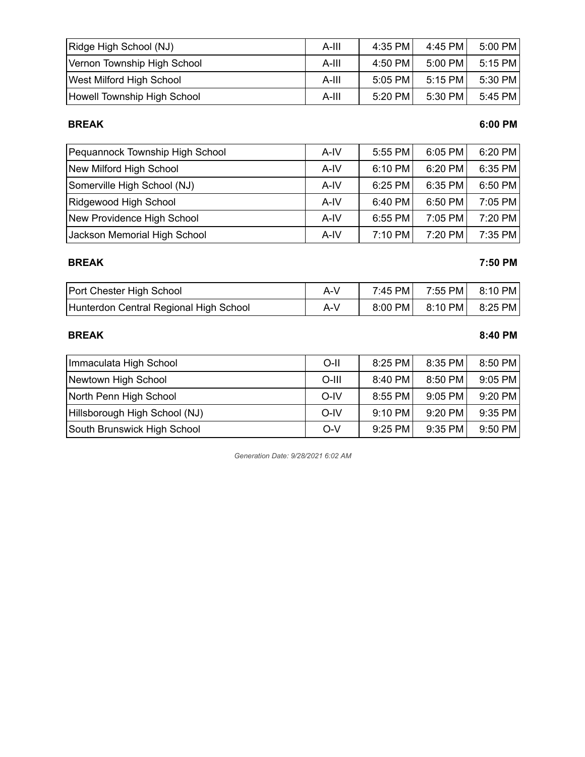| | | | | |
|---|---|---|---|---|
| Ridge High School (NJ) | A-III | 4:35 PM | 4:45 PM | 5:00 PM |
| Vernon Township High School | A-III | 4:50 PM | 5:00 PM | 5:15 PM |
| West Milford High School | A-III | 5:05 PM | 5:15 PM | 5:30 PM |
| Howell Township High School | A-III | 5:20 PM | 5:30 PM | 5:45 PM |

**BREAK** **6:00 PM**

| | | | | |
|---|---|---|---|---|
| Pequannock Township High School | A-IV | 5:55 PM | 6:05 PM | 6:20 PM |
| New Milford High School | A-IV | 6:10 PM | 6:20 PM | 6:35 PM |
| Somerville High School (NJ) | A-IV | 6:25 PM | 6:35 PM | 6:50 PM |
| Ridgewood High School | A-IV | 6:40 PM | 6:50 PM | 7:05 PM |
| New Providence High School | A-IV | 6:55 PM | 7:05 PM | 7:20 PM |
| Jackson Memorial High School | A-IV | 7:10 PM | 7:20 PM | 7:35 PM |

**BREAK** **7:50 PM**

| | | | | |
|---|---|---|---|---|
| Port Chester High School | A-V | 7:45 PM | 7:55 PM | 8:10 PM |
| Hunterdon Central Regional High School | A-V | 8:00 PM | 8:10 PM | 8:25 PM |

**BREAK** **8:40 PM**

| | | | | |
|---|---|---|---|---|
| Immaculata High School | O-II | 8:25 PM | 8:35 PM | 8:50 PM |
| Newtown High School | O-III | 8:40 PM | 8:50 PM | 9:05 PM |
| North Penn High School | O-IV | 8:55 PM | 9:05 PM | 9:20 PM |
| Hillsborough High School (NJ) | O-IV | 9:10 PM | 9:20 PM | 9:35 PM |
| South Brunswick High School | O-V | 9:25 PM | 9:35 PM | 9:50 PM |

*Generation Date: 9/28/2021 6:02 AM*